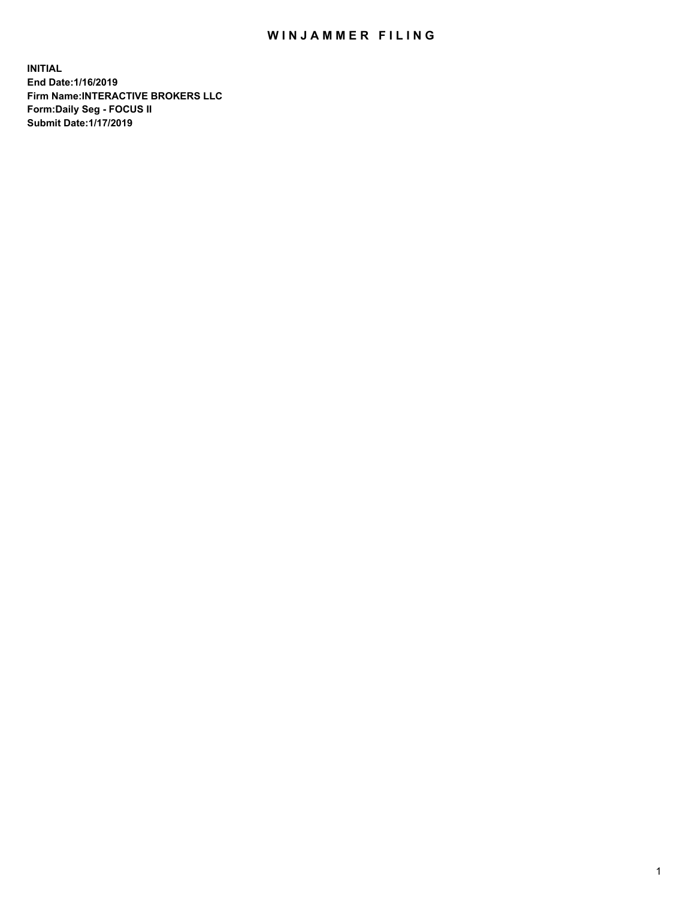# WINJAMMER FILING

**INITIAL**
**End Date:1/16/2019**
**Firm Name:INTERACTIVE BROKERS LLC**
**Form:Daily Seg - FOCUS II**
**Submit Date:1/17/2019**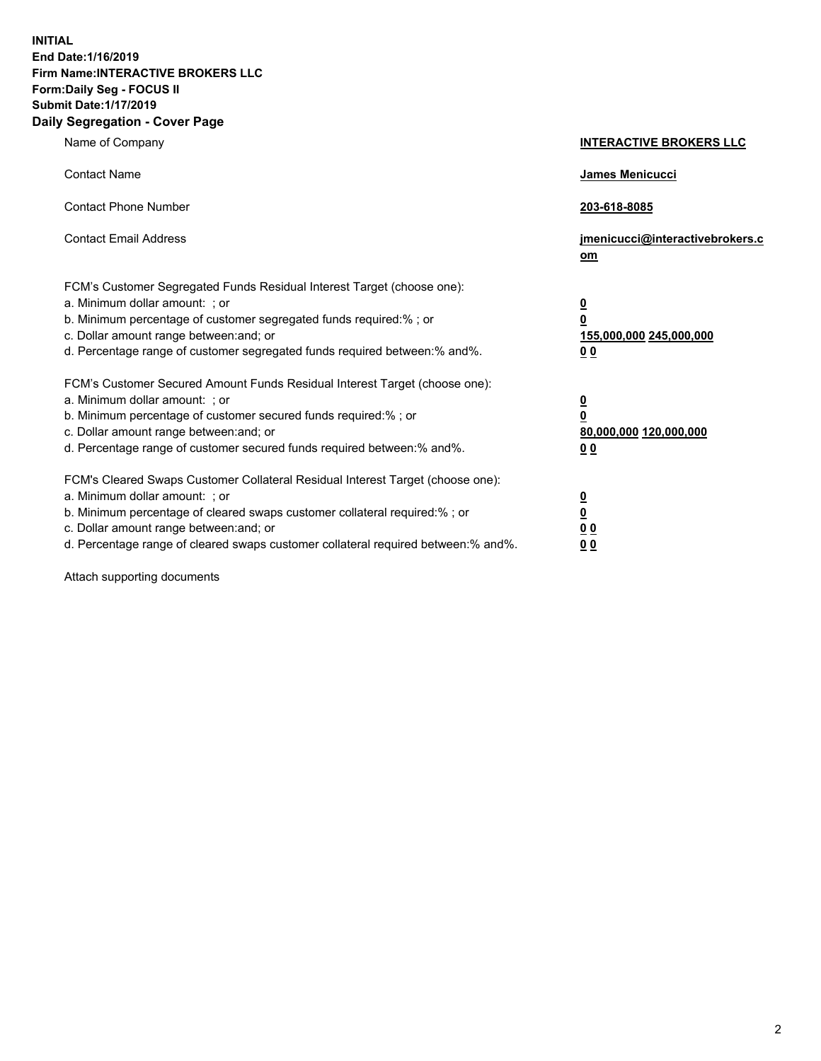**INITIAL**
**End Date:1/16/2019**
**Firm Name:INTERACTIVE BROKERS LLC**
**Form:Daily Seg - FOCUS II**
**Submit Date:1/17/2019**
**Daily Segregation - Cover Page**

| | |
|---|---|
| Name of Company | **INTERACTIVE BROKERS LLC** |
| Contact Name | **James Menicucci** |
| Contact Phone Number | **203-618-8085** |
| Contact Email Address | **jmenicucci@interactivebrokers.com** |

FCM's Customer Segregated Funds Residual Interest Target (choose one):

| | |
|---|---|
| a. Minimum dollar amount: ; or | **0** |
| b. Minimum percentage of customer segregated funds required:% ; or | **0** |
| c. Dollar amount range between:and; or | **155,000,000 245,000,000** |
| d. Percentage range of customer segregated funds required between:% and%. | **0 0** |

FCM's Customer Secured Amount Funds Residual Interest Target (choose one):

| | |
|---|---|
| a. Minimum dollar amount: ; or | **0** |
| b. Minimum percentage of customer secured funds required:% ; or | **0** |
| c. Dollar amount range between:and; or | **80,000,000 120,000,000** |
| d. Percentage range of customer secured funds required between:% and%. | **0 0** |

FCM's Cleared Swaps Customer Collateral Residual Interest Target (choose one):

| | |
|---|---|
| a. Minimum dollar amount: ; or | **0** |
| b. Minimum percentage of cleared swaps customer collateral required:% ; or | **0** |
| c. Dollar amount range between:and; or | **0 0** |
| d. Percentage range of cleared swaps customer collateral required between:% and%. | **0 0** |

Attach supporting documents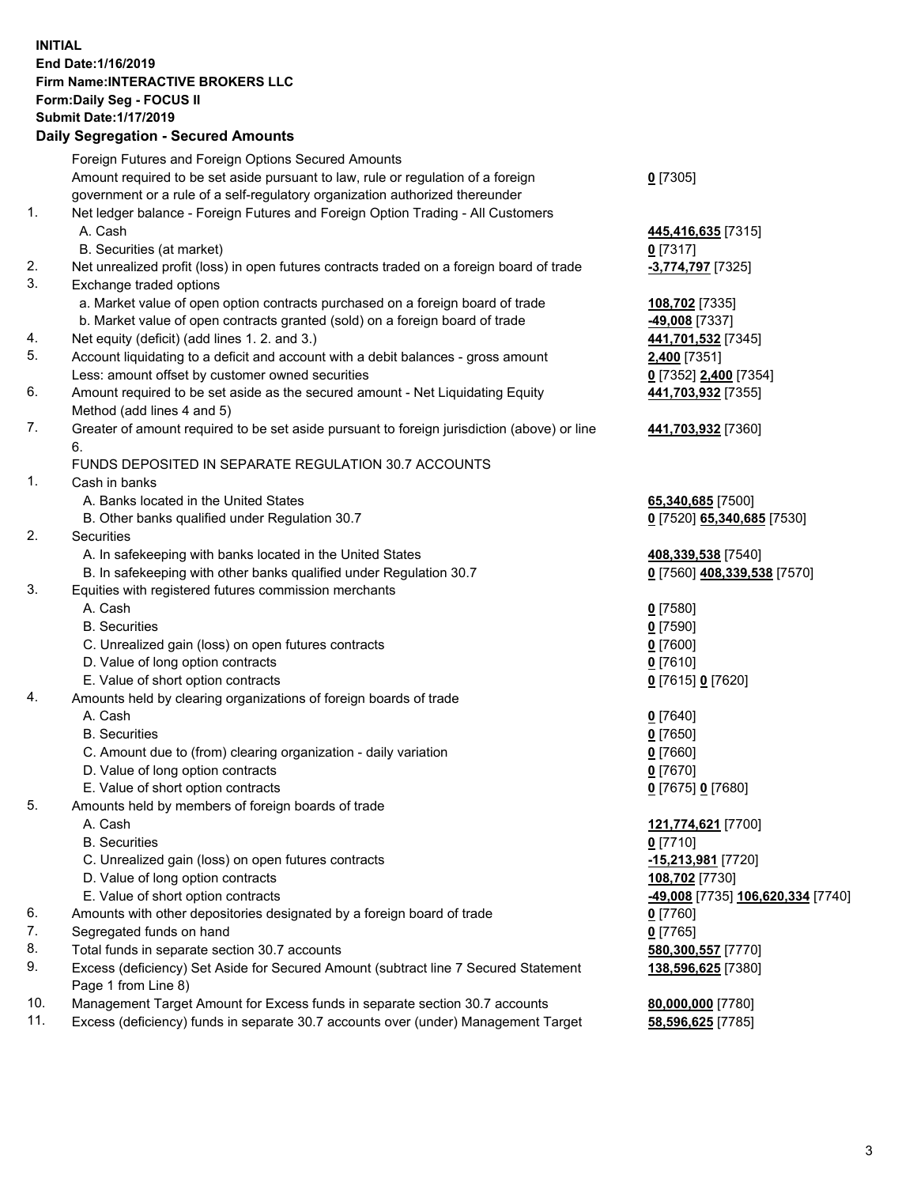**INITIAL**
**End Date:1/16/2019**
**Firm Name:INTERACTIVE BROKERS LLC**
**Form:Daily Seg - FOCUS II**
**Submit Date:1/17/2019**

**Daily Segregation - Secured Amounts**

| | | |
|---|---|---|
| | Foreign Futures and Foreign Options Secured Amounts | |
| | Amount required to be set aside pursuant to law, rule or regulation of a foreign government or a rule of a self-regulatory organization authorized thereunder | **0** [7305] |
| 1. | Net ledger balance - Foreign Futures and Foreign Option Trading - All Customers | |
| | A. Cash | **445,416,635** [7315] |
| | B. Securities (at market) | **0** [7317] |
| 2. | Net unrealized profit (loss) in open futures contracts traded on a foreign board of trade | **-3,774,797** [7325] |
| 3. | Exchange traded options | |
| | a. Market value of open option contracts purchased on a foreign board of trade | **108,702** [7335] |
| | b. Market value of open contracts granted (sold) on a foreign board of trade | **-49,008** [7337] |
| 4. | Net equity (deficit) (add lines 1. 2. and 3.) | **441,701,532** [7345] |
| 5. | Account liquidating to a deficit and account with a debit balances - gross amount | **2,400** [7351] |
| | Less: amount offset by customer owned securities | **0** [7352] **2,400** [7354] |
| 6. | Amount required to be set aside as the secured amount - Net Liquidating Equity Method (add lines 4 and 5) | **441,703,932** [7355] |
| 7. | Greater of amount required to be set aside pursuant to foreign jurisdiction (above) or line 6. | **441,703,932** [7360] |
| | FUNDS DEPOSITED IN SEPARATE REGULATION 30.7 ACCOUNTS | |
| 1. | Cash in banks | |
| | A. Banks located in the United States | **65,340,685** [7500] |
| | B. Other banks qualified under Regulation 30.7 | **0** [7520] **65,340,685** [7530] |
| 2. | Securities | |
| | A. In safekeeping with banks located in the United States | **408,339,538** [7540] |
| | B. In safekeeping with other banks qualified under Regulation 30.7 | **0** [7560] **408,339,538** [7570] |
| 3. | Equities with registered futures commission merchants | |
| | A. Cash | **0** [7580] |
| | B. Securities | **0** [7590] |
| | C. Unrealized gain (loss) on open futures contracts | **0** [7600] |
| | D. Value of long option contracts | **0** [7610] |
| | E. Value of short option contracts | **0** [7615] **0** [7620] |
| 4. | Amounts held by clearing organizations of foreign boards of trade | |
| | A. Cash | **0** [7640] |
| | B. Securities | **0** [7650] |
| | C. Amount due to (from) clearing organization - daily variation | **0** [7660] |
| | D. Value of long option contracts | **0** [7670] |
| | E. Value of short option contracts | **0** [7675] **0** [7680] |
| 5. | Amounts held by members of foreign boards of trade | |
| | A. Cash | **121,774,621** [7700] |
| | B. Securities | **0** [7710] |
| | C. Unrealized gain (loss) on open futures contracts | **-15,213,981** [7720] |
| | D. Value of long option contracts | **108,702** [7730] |
| | E. Value of short option contracts | **-49,008** [7735] **106,620,334** [7740] |
| 6. | Amounts with other depositories designated by a foreign board of trade | **0** [7760] |
| 7. | Segregated funds on hand | **0** [7765] |
| 8. | Total funds in separate section 30.7 accounts | **580,300,557** [7770] |
| 9. | Excess (deficiency) Set Aside for Secured Amount (subtract line 7 Secured Statement Page 1 from Line 8) | **138,596,625** [7380] |
| 10. | Management Target Amount for Excess funds in separate section 30.7 accounts | **80,000,000** [7780] |
| 11. | Excess (deficiency) funds in separate 30.7 accounts over (under) Management Target | **58,596,625** [7785] |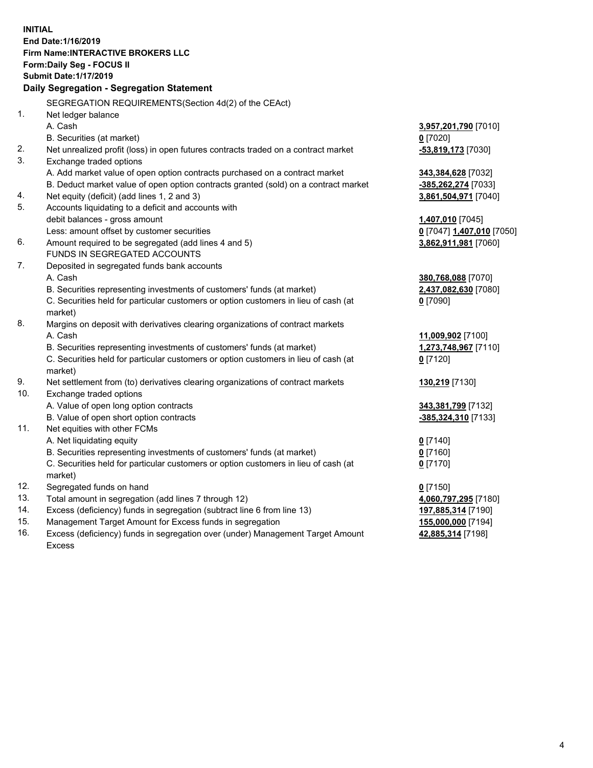**INITIAL**
**End Date:1/16/2019**
**Firm Name:INTERACTIVE BROKERS LLC**
**Form:Daily Seg - FOCUS II**
**Submit Date:1/17/2019**

### Daily Segregation - Segregation Statement

SEGREGATION REQUIREMENTS(Section 4d(2) of the CEAct)

| | | |
|---|---|---|
| 1. | Net ledger balance | |
| | A. Cash | **3,957,201,790** [7010] |
| | B. Securities (at market) | **0** [7020] |
| 2. | Net unrealized profit (loss) in open futures contracts traded on a contract market | **-53,819,173** [7030] |
| 3. | Exchange traded options | |
| | A. Add market value of open option contracts purchased on a contract market | **343,384,628** [7032] |
| | B. Deduct market value of open option contracts granted (sold) on a contract market | **-385,262,274** [7033] |
| 4. | Net equity (deficit) (add lines 1, 2 and 3) | **3,861,504,971** [7040] |
| 5. | Accounts liquidating to a deficit and accounts with | |
| | debit balances - gross amount | **1,407,010** [7045] |
| | Less: amount offset by customer securities | **0** [7047] **1,407,010** [7050] |
| 6. | Amount required to be segregated (add lines 4 and 5) | **3,862,911,981** [7060] |
| | FUNDS IN SEGREGATED ACCOUNTS | |
| 7. | Deposited in segregated funds bank accounts | |
| | A. Cash | **380,768,088** [7070] |
| | B. Securities representing investments of customers' funds (at market) | **2,437,082,630** [7080] |
| | C. Securities held for particular customers or option customers in lieu of cash (at market) | **0** [7090] |
| 8. | Margins on deposit with derivatives clearing organizations of contract markets | |
| | A. Cash | **11,009,902** [7100] |
| | B. Securities representing investments of customers' funds (at market) | **1,273,748,967** [7110] |
| | C. Securities held for particular customers or option customers in lieu of cash (at market) | **0** [7120] |
| 9. | Net settlement from (to) derivatives clearing organizations of contract markets | **130,219** [7130] |
| 10. | Exchange traded options | |
| | A. Value of open long option contracts | **343,381,799** [7132] |
| | B. Value of open short option contracts | **-385,324,310** [7133] |
| 11. | Net equities with other FCMs | |
| | A. Net liquidating equity | **0** [7140] |
| | B. Securities representing investments of customers' funds (at market) | **0** [7160] |
| | C. Securities held for particular customers or option customers in lieu of cash (at market) | **0** [7170] |
| 12. | Segregated funds on hand | **0** [7150] |
| 13. | Total amount in segregation (add lines 7 through 12) | **4,060,797,295** [7180] |
| 14. | Excess (deficiency) funds in segregation (subtract line 6 from line 13) | **197,885,314** [7190] |
| 15. | Management Target Amount for Excess funds in segregation | **155,000,000** [7194] |
| 16. | Excess (deficiency) funds in segregation over (under) Management Target Amount Excess | **42,885,314** [7198] |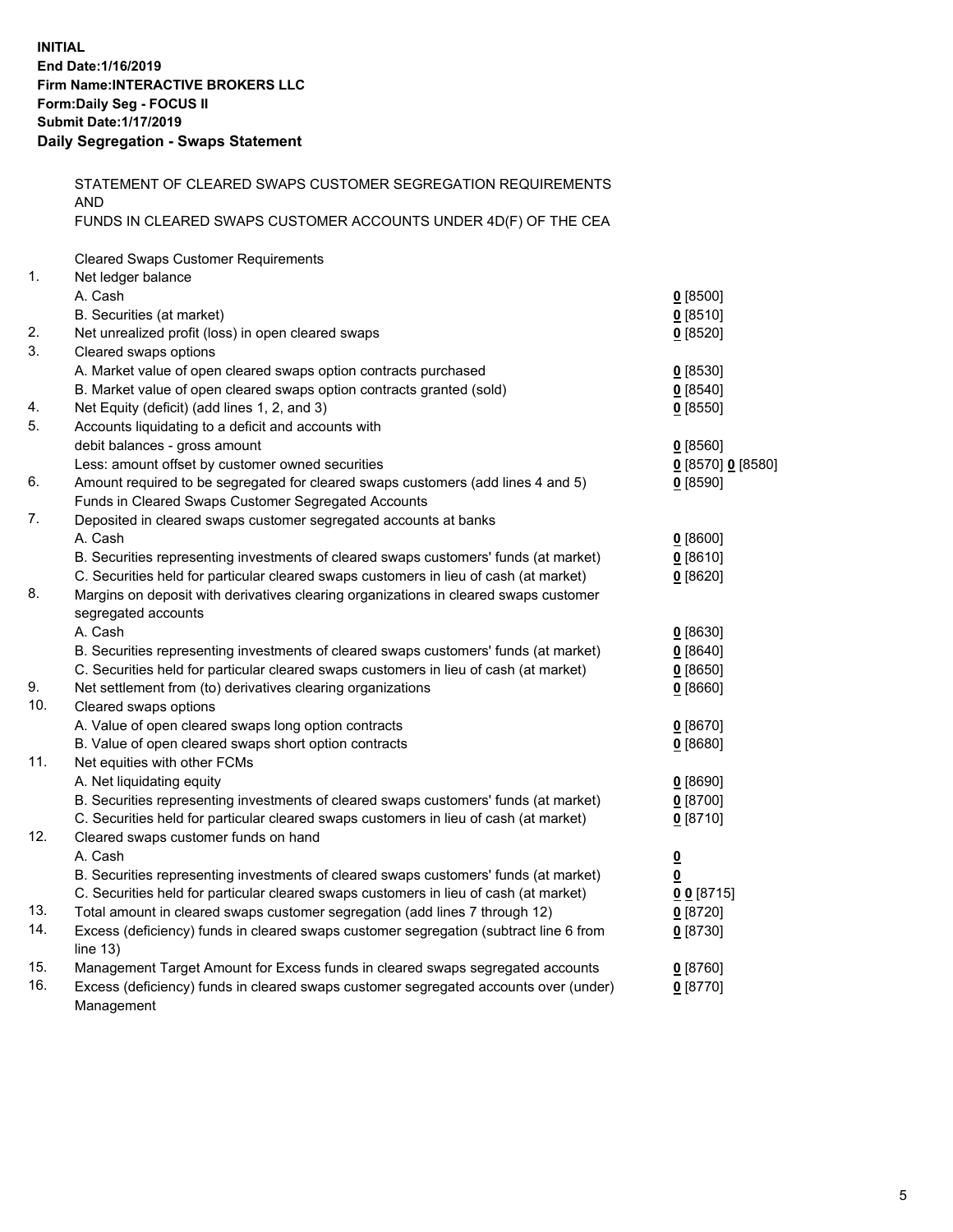**INITIAL**
**End Date:1/16/2019**
**Firm Name:INTERACTIVE BROKERS LLC**
**Form:Daily Seg - FOCUS II**
**Submit Date:1/17/2019**
**Daily Segregation - Swaps Statement**

STATEMENT OF CLEARED SWAPS CUSTOMER SEGREGATION REQUIREMENTS AND FUNDS IN CLEARED SWAPS CUSTOMER ACCOUNTS UNDER 4D(F) OF THE CEA

| | | |
|---|---|---|
| | Cleared Swaps Customer Requirements | |
| 1. | Net ledger balance | |
| | A. Cash | 0 [8500] |
| | B. Securities (at market) | 0 [8510] |
| 2. | Net unrealized profit (loss) in open cleared swaps | 0 [8520] |
| 3. | Cleared swaps options | |
| | A. Market value of open cleared swaps option contracts purchased | 0 [8530] |
| | B. Market value of open cleared swaps option contracts granted (sold) | 0 [8540] |
| 4. | Net Equity (deficit) (add lines 1, 2, and 3) | 0 [8550] |
| 5. | Accounts liquidating to a deficit and accounts with debit balances - gross amount | 0 [8560] |
| | Less: amount offset by customer owned securities | 0 [8570] 0 [8580] |
| 6. | Amount required to be segregated for cleared swaps customers (add lines 4 and 5) | 0 [8590] |
| | Funds in Cleared Swaps Customer Segregated Accounts | |
| 7. | Deposited in cleared swaps customer segregated accounts at banks | |
| | A. Cash | 0 [8600] |
| | B. Securities representing investments of cleared swaps customers' funds (at market) | 0 [8610] |
| | C. Securities held for particular cleared swaps customers in lieu of cash (at market) | 0 [8620] |
| 8. | Margins on deposit with derivatives clearing organizations in cleared swaps customer segregated accounts | |
| | A. Cash | 0 [8630] |
| | B. Securities representing investments of cleared swaps customers' funds (at market) | 0 [8640] |
| | C. Securities held for particular cleared swaps customers in lieu of cash (at market) | 0 [8650] |
| 9. | Net settlement from (to) derivatives clearing organizations | 0 [8660] |
| 10. | Cleared swaps options | |
| | A. Value of open cleared swaps long option contracts | 0 [8670] |
| | B. Value of open cleared swaps short option contracts | 0 [8680] |
| 11. | Net equities with other FCMs | |
| | A. Net liquidating equity | 0 [8690] |
| | B. Securities representing investments of cleared swaps customers' funds (at market) | 0 [8700] |
| | C. Securities held for particular cleared swaps customers in lieu of cash (at market) | 0 [8710] |
| 12. | Cleared swaps customer funds on hand | |
| | A. Cash | 0 |
| | B. Securities representing investments of cleared swaps customers' funds (at market) | 0 |
| | C. Securities held for particular cleared swaps customers in lieu of cash (at market) | 0 0 [8715] |
| 13. | Total amount in cleared swaps customer segregation (add lines 7 through 12) | 0 [8720] |
| 14. | Excess (deficiency) funds in cleared swaps customer segregation (subtract line 6 from line 13) | 0 [8730] |
| 15. | Management Target Amount for Excess funds in cleared swaps segregated accounts | 0 [8760] |
| 16. | Excess (deficiency) funds in cleared swaps customer segregated accounts over (under) Management | 0 [8770] |